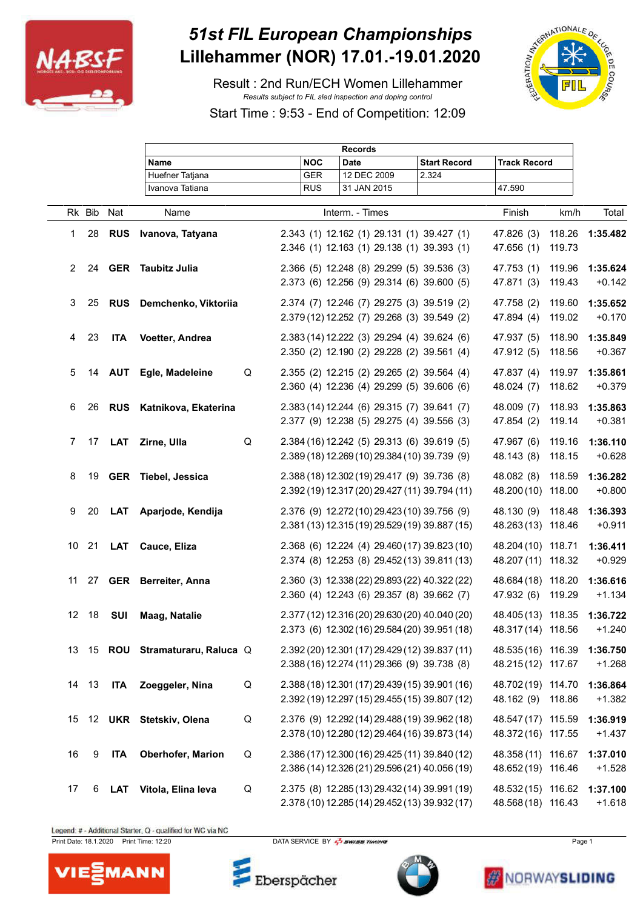# 51st FIL European Championships
# Lillehammer (NOR) 17.01.-19.01.2020

Result : 2nd Run/ECH Women Lillehammer

*Results subject to FIL sled inspection and doping control*

Start Time : 9:53 - End of Competition: 12:09

| Records | | | | |
|---|---|---|---|---|
| Name | NOC | Date | Start Record | Track Record |
| Huefner Tatjana | GER | 12 DEC 2009 | 2.324 | |
| Ivanova Tatiana | RUS | 31 JAN 2015 | | 47.590 |

| Rk | Bib | Nat | Name | | Interm. - Times | Finish | km/h | Total |
|---|---|---|---|---|---|---|---|---|
| 1 | 28 | RUS | **Ivanova, Tatyana** | | 2.343 (1) 12.162 (1) 29.131 (1) 39.427 (1)<br>2.346 (1) 12.163 (1) 29.138 (1) 39.393 (1) | 47.826 (3)<br>47.656 (1) | 118.26<br>119.73 | **1:35.482** |
| 2 | 24 | GER | **Taubitz Julia** | | 2.366 (5) 12.248 (8) 29.299 (5) 39.536 (3)<br>2.373 (6) 12.256 (9) 29.314 (6) 39.600 (5) | 47.753 (1)<br>47.871 (3) | 119.96<br>119.43 | **1:35.624**<br>+0.142 |
| 3 | 25 | RUS | **Demchenko, Viktoriia** | | 2.374 (7) 12.246 (7) 29.275 (3) 39.519 (2)<br>2.379 (12) 12.252 (7) 29.268 (3) 39.549 (2) | 47.758 (2)<br>47.894 (4) | 119.60<br>119.02 | **1:35.652**<br>+0.170 |
| 4 | 23 | ITA | **Voetter, Andrea** | | 2.383 (14) 12.222 (3) 29.294 (4) 39.624 (6)<br>2.350 (2) 12.190 (2) 29.228 (2) 39.561 (4) | 47.937 (5)<br>47.912 (5) | 118.90<br>118.56 | **1:35.849**<br>+0.367 |
| 5 | 14 | AUT | **Egle, Madeleine** | Q | 2.355 (2) 12.215 (2) 29.265 (2) 39.564 (4)<br>2.360 (4) 12.236 (4) 29.299 (5) 39.606 (6) | 47.837 (4)<br>48.024 (7) | 119.97<br>118.62 | **1:35.861**<br>+0.379 |
| 6 | 26 | RUS | **Katnikova, Ekaterina** | | 2.383 (14) 12.244 (6) 29.315 (7) 39.641 (7)<br>2.377 (9) 12.238 (5) 29.275 (4) 39.556 (3) | 48.009 (7)<br>47.854 (2) | 118.93<br>119.14 | **1:35.863**<br>+0.381 |
| 7 | 17 | LAT | **Zirne, Ulla** | Q | 2.384 (16) 12.242 (5) 29.313 (6) 39.619 (5)<br>2.389 (18) 12.269 (10) 29.384 (10) 39.739 (9) | 47.967 (6)<br>48.143 (8) | 119.16<br>118.15 | **1:36.110**<br>+0.628 |
| 8 | 19 | GER | **Tiebel, Jessica** | | 2.388 (18) 12.302 (19) 29.417 (9) 39.736 (8)<br>2.392 (19) 12.317 (20) 29.427 (11) 39.794 (11) | 48.082 (8)<br>48.200 (10) | 118.59<br>118.00 | **1:36.282**<br>+0.800 |
| 9 | 20 | LAT | **Aparjode, Kendija** | | 2.376 (9) 12.272 (10) 29.423 (10) 39.756 (9)<br>2.381 (13) 12.315 (19) 29.529 (19) 39.887 (15) | 48.130 (9)<br>48.263 (13) | 118.48<br>118.46 | **1:36.393**<br>+0.911 |
| 10 | 21 | LAT | **Cauce, Eliza** | | 2.368 (6) 12.224 (4) 29.460 (17) 39.823 (10)<br>2.374 (8) 12.253 (8) 29.452 (13) 39.811 (13) | 48.204 (10)<br>48.207 (11) | 118.71<br>118.32 | **1:36.411**<br>+0.929 |
| 11 | 27 | GER | **Berreiter, Anna** | | 2.360 (3) 12.338 (22) 29.893 (22) 40.322 (22)<br>2.360 (4) 12.243 (6) 29.357 (8) 39.662 (7) | 48.684 (18)<br>47.932 (6) | 118.20<br>119.29 | **1:36.616**<br>+1.134 |
| 12 | 18 | SUI | **Maag, Natalie** | | 2.377 (12) 12.316 (20) 29.630 (20) 40.040 (20)<br>2.373 (6) 12.302 (16) 29.584 (20) 39.951 (18) | 48.405 (13)<br>48.317 (14) | 118.35<br>118.56 | **1:36.722**<br>+1.240 |
| 13 | 15 | ROU | **Stramaturaru, Raluca** | Q | 2.392 (20) 12.301 (17) 29.429 (12) 39.837 (11)<br>2.388 (16) 12.274 (11) 29.366 (9) 39.738 (8) | 48.535 (16)<br>48.215 (12) | 116.39<br>117.67 | **1:36.750**<br>+1.268 |
| 14 | 13 | ITA | **Zoeggeler, Nina** | Q | 2.388 (18) 12.301 (17) 29.439 (15) 39.901 (16)<br>2.392 (19) 12.297 (15) 29.455 (15) 39.807 (12) | 48.702 (19)<br>48.162 (9) | 114.70<br>118.86 | **1:36.864**<br>+1.382 |
| 15 | 12 | UKR | **Stetskiv, Olena** | Q | 2.376 (9) 12.292 (14) 29.488 (19) 39.962 (18)<br>2.378 (10) 12.280 (12) 29.464 (16) 39.873 (14) | 48.547 (17)<br>48.372 (16) | 115.59<br>117.55 | **1:36.919**<br>+1.437 |
| 16 | 9 | ITA | **Oberhofer, Marion** | Q | 2.386 (17) 12.300 (16) 29.425 (11) 39.840 (12)<br>2.386 (14) 12.326 (21) 29.596 (21) 40.056 (19) | 48.358 (11)<br>48.652 (19) | 116.67<br>116.46 | **1:37.010**<br>+1.528 |
| 17 | 6 | LAT | **Vitola, Elina Ieva** | Q | 2.375 (8) 12.285 (13) 29.432 (14) 39.991 (19)<br>2.378 (10) 12.285 (14) 29.452 (13) 39.932 (17) | 48.532 (15)<br>48.568 (18) | 116.62<br>116.43 | **1:37.100**<br>+1.618 |

Legend: # - Additional Starter, Q - qualified for WC via NC

Print Date: 18.1.2020 Print Time: 12:20 DATA SERVICE BY SWISS TIMING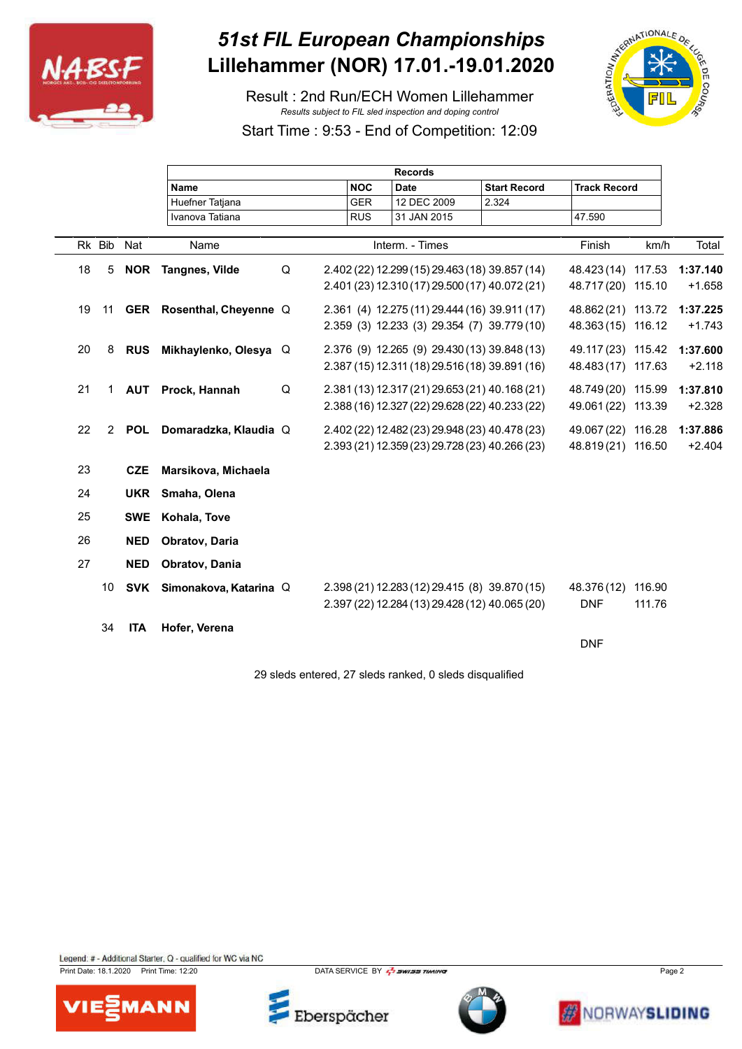# 51st FIL European Championships
# Lillehammer (NOR) 17.01.-19.01.2020

Result : 2nd Run/ECH Women Lillehammer

*Results subject to FIL sled inspection and doping control*

Start Time : 9:53 - End of Competition: 12:09

| Records | | | | |
|---|---|---|---|---|
| **Name** | **NOC** | **Date** | **Start Record** | **Track Record** |
| Huefner Tatjana | GER | 12 DEC 2009 | 2.324 | |
| Ivanova Tatiana | RUS | 31 JAN 2015 | | 47.590 |

| Rk | Bib | Nat | Name | | Interm. - Times | Finish | km/h | Total |
|---|---|---|---|---|---|---|---|---|
| 18 | 5 | **NOR** | **Tangnes, Vilde** | Q | 2.402 (22) 12.299 (15) 29.463 (18) 39.857 (14) | 48.423 (14) | 117.53 | **1:37.140** |
| | | | | | 2.401 (23) 12.310 (17) 29.500 (17) 40.072 (21) | 48.717 (20) | 115.10 | +1.658 |
| 19 | 11 | **GER** | **Rosenthal, Cheyenne** | Q | 2.361 (4) 12.275 (11) 29.444 (16) 39.911 (17) | 48.862 (21) | 113.72 | **1:37.225** |
| | | | | | 2.359 (3) 12.233 (3) 29.354 (7) 39.779 (10) | 48.363 (15) | 116.12 | +1.743 |
| 20 | 8 | **RUS** | **Mikhaylenko, Olesya** | Q | 2.376 (9) 12.265 (9) 29.430 (13) 39.848 (13) | 49.117 (23) | 115.42 | **1:37.600** |
| | | | | | 2.387 (15) 12.311 (18) 29.516 (18) 39.891 (16) | 48.483 (17) | 117.63 | +2.118 |
| 21 | 1 | **AUT** | **Prock, Hannah** | Q | 2.381 (13) 12.317 (21) 29.653 (21) 40.168 (21) | 48.749 (20) | 115.99 | **1:37.810** |
| | | | | | 2.388 (16) 12.327 (22) 29.628 (22) 40.233 (22) | 49.061 (22) | 113.39 | +2.328 |
| 22 | 2 | **POL** | **Domaradzka, Klaudia** | Q | 2.402 (22) 12.482 (23) 29.948 (23) 40.478 (23) | 49.067 (22) | 116.28 | **1:37.886** |
| | | | | | 2.393 (21) 12.359 (23) 29.728 (23) 40.266 (23) | 48.819 (21) | 116.50 | +2.404 |
| 23 | | **CZE** | **Marsikova, Michaela** | | | | | |
| 24 | | **UKR** | **Smaha, Olena** | | | | | |
| 25 | | **SWE** | **Kohala, Tove** | | | | | |
| 26 | | **NED** | **Obratov, Daria** | | | | | |
| 27 | | **NED** | **Obratov, Dania** | | | | | |
| | 10 | **SVK** | **Simonakova, Katarina** | Q | 2.398 (21) 12.283 (12) 29.415 (8) 39.870 (15) | 48.376 (12) | 116.90 | |
| | | | | | 2.397 (22) 12.284 (13) 29.428 (12) 40.065 (20) | DNF | 111.76 | |
| | 34 | **ITA** | **Hofer, Verena** | | | | | |
| | | | | | | DNF | | |

29 sleds entered, 27 sleds ranked, 0 sleds disqualified

Legend: # - Additional Starter, Q - qualified for WC via NC

Print Date: 18.1.2020 Print Time: 12:20 DATA SERVICE BY SWISS TIMING